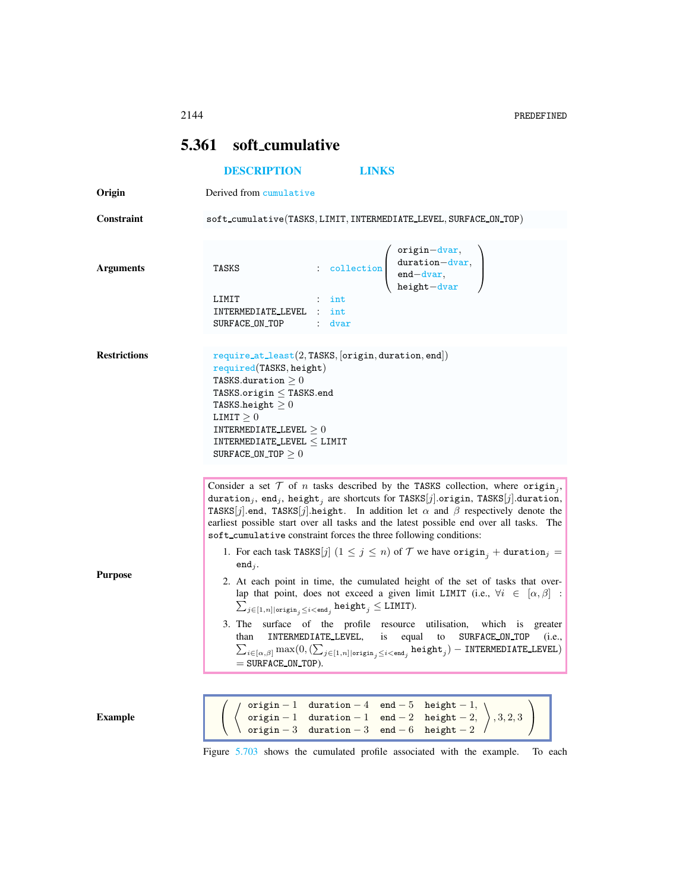## 5.361 soft_cumulative

DESCRIPTION LINKS

**Origin**

Derived from cumulative

**Constraint**

soft_cumulative(TASKS, LIMIT, INTERMEDIATE_LEVEL, SURFACE_ON_TOP)

**Arguments**

| | | |
|---|---|---|
| TASKS | : | collection(origin−dvar, duration−dvar, end−dvar, height−dvar) |
| LIMIT | : | int |
| INTERMEDIATE_LEVEL | : | int |
| SURFACE_ON_TOP | : | dvar |

**Restrictions**

require_at_least(2, TASKS, [origin, duration, end])
required(TASKS, height)
TASKS.duration $\geq 0$
TASKS.origin $\leq$ TASKS.end
TASKS.height $\geq 0$
LIMIT $\geq 0$
INTERMEDIATE_LEVEL $\geq 0$
INTERMEDIATE_LEVEL $\leq$ LIMIT
SURFACE_ON_TOP $\geq 0$

**Purpose**

Consider a set $\mathcal{T}$ of $n$ tasks described by the TASKS collection, where $\texttt{origin}_j$, $\texttt{duration}_j$, $\texttt{end}_j$, $\texttt{height}_j$ are shortcuts for TASKS[$j$].origin, TASKS[$j$].duration, TASKS[$j$].end, TASKS[$j$].height. In addition let $\alpha$ and $\beta$ respectively denote the earliest possible start over all tasks and the latest possible end over all tasks. The soft_cumulative constraint forces the three following conditions:

1. For each task TASKS[$j$] $(1 \leq j \leq n)$ of $\mathcal{T}$ we have $\texttt{origin}_j + \texttt{duration}_j = \texttt{end}_j$.
2. At each point in time, the cumulated height of the set of tasks that overlap that point, does not exceed a given limit LIMIT (i.e., $\forall i \in [\alpha, \beta] : \sum_{j\in[1,n]|\texttt{origin}_j \leq i < \texttt{end}_j} \texttt{height}_j \leq \texttt{LIMIT}$).
3. The surface of the profile resource utilisation, which is greater than INTERMEDIATE_LEVEL, is equal to SURFACE_ON_TOP (i.e., $\sum_{i\in[\alpha,\beta]} \max(0, (\sum_{j\in[1,n]|\texttt{origin}_j \leq i < \texttt{end}_j} \texttt{height}_j) - \texttt{INTERMEDIATE\_LEVEL}) = \texttt{SURFACE\_ON\_TOP}$).

**Example**

$$\left( \left\langle \begin{array}{llll} \texttt{origin}-1 & \texttt{duration}-4 & \texttt{end}-5 & \texttt{height}-1, \\ \texttt{origin}-1 & \texttt{duration}-1 & \texttt{end}-2 & \texttt{height}-2, \\ \texttt{origin}-3 & \texttt{duration}-3 & \texttt{end}-6 & \texttt{height}-2 \end{array} \right\rangle, 3, 2, 3 \right)$$

Figure 5.703 shows the cumulated profile associated with the example. To each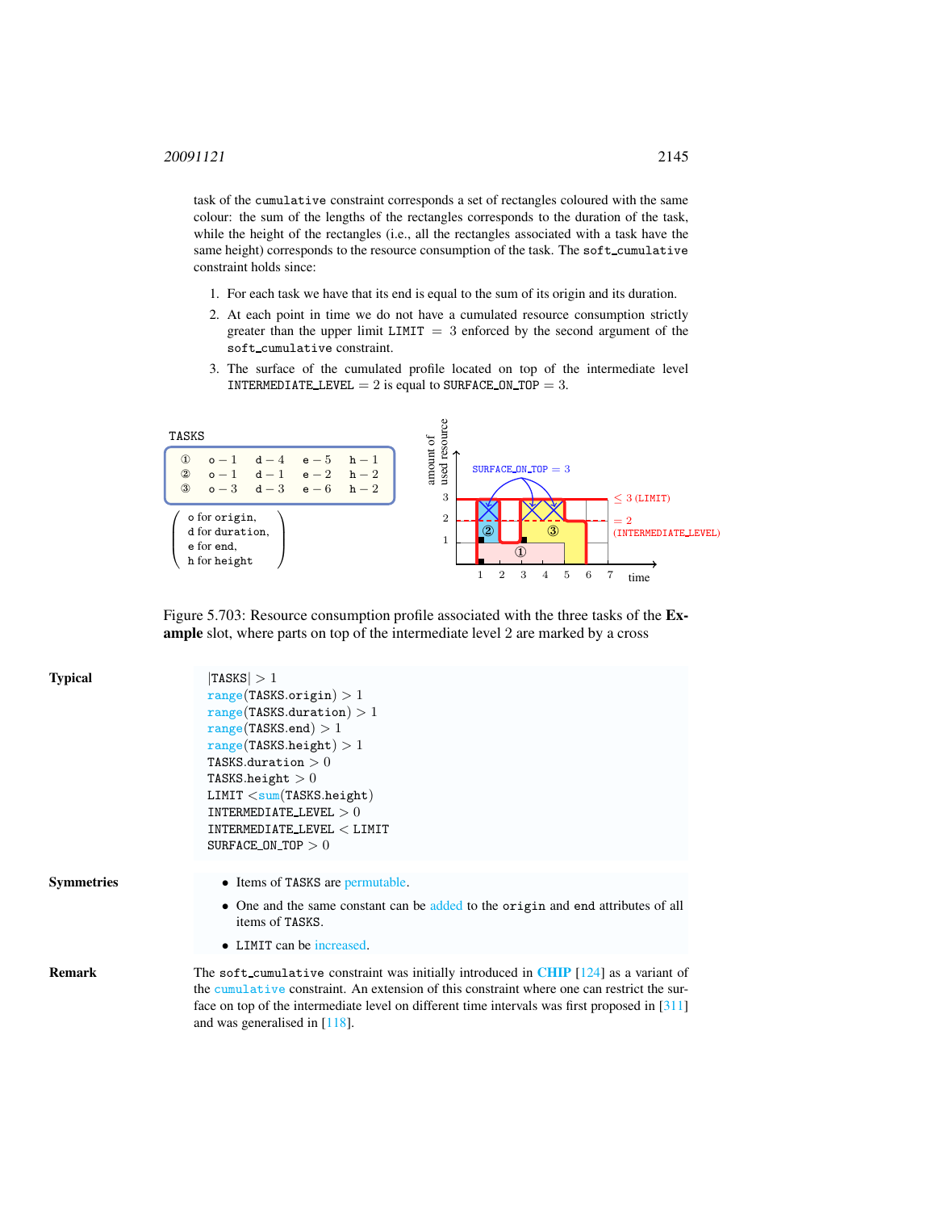task of the cumulative constraint corresponds a set of rectangles coloured with the same colour: the sum of the lengths of the rectangles corresponds to the duration of the task, while the height of the rectangles (i.e., all the rectangles associated with a task have the same height) corresponds to the resource consumption of the task. The soft_cumulative constraint holds since:

1. For each task we have that its end is equal to the sum of its origin and its duration.
2. At each point in time we do not have a cumulated resource consumption strictly greater than the upper limit LIMIT = 3 enforced by the second argument of the soft_cumulative constraint.
3. The surface of the cumulated profile located on top of the intermediate level INTERMEDIATE_LEVEL = 2 is equal to SURFACE_ON_TOP = 3.

TASKS

| | | | | |
|---|---|---|---|---|
| ① | o − 1 | d − 4 | e − 5 | h − 1 |
| ② | o − 1 | d − 1 | e − 2 | h − 2 |
| ③ | o − 3 | d − 3 | e − 6 | h − 2 |

(o for origin, d for duration, e for end, h for height)

Figure 5.703: Resource consumption profile associated with the three tasks of the **Example** slot, where parts on top of the intermediate level 2 are marked by a cross

**Typical**

- $|\text{TASKS}| > 1$
- range(TASKS.origin) $> 1$
- range(TASKS.duration) $> 1$
- range(TASKS.end) $> 1$
- range(TASKS.height) $> 1$
- TASKS.duration $> 0$
- TASKS.height $> 0$
- LIMIT $<$ sum(TASKS.height)
- INTERMEDIATE_LEVEL $> 0$
- INTERMEDIATE_LEVEL $<$ LIMIT
- SURFACE_ON_TOP $> 0$

**Symmetries**

- Items of TASKS are permutable.
- One and the same constant can be added to the origin and end attributes of all items of TASKS.
- LIMIT can be increased.

**Remark**

The soft_cumulative constraint was initially introduced in **CHIP** [124] as a variant of the cumulative constraint. An extension of this constraint where one can restrict the surface on top of the intermediate level on different time intervals was first proposed in [311] and was generalised in [118].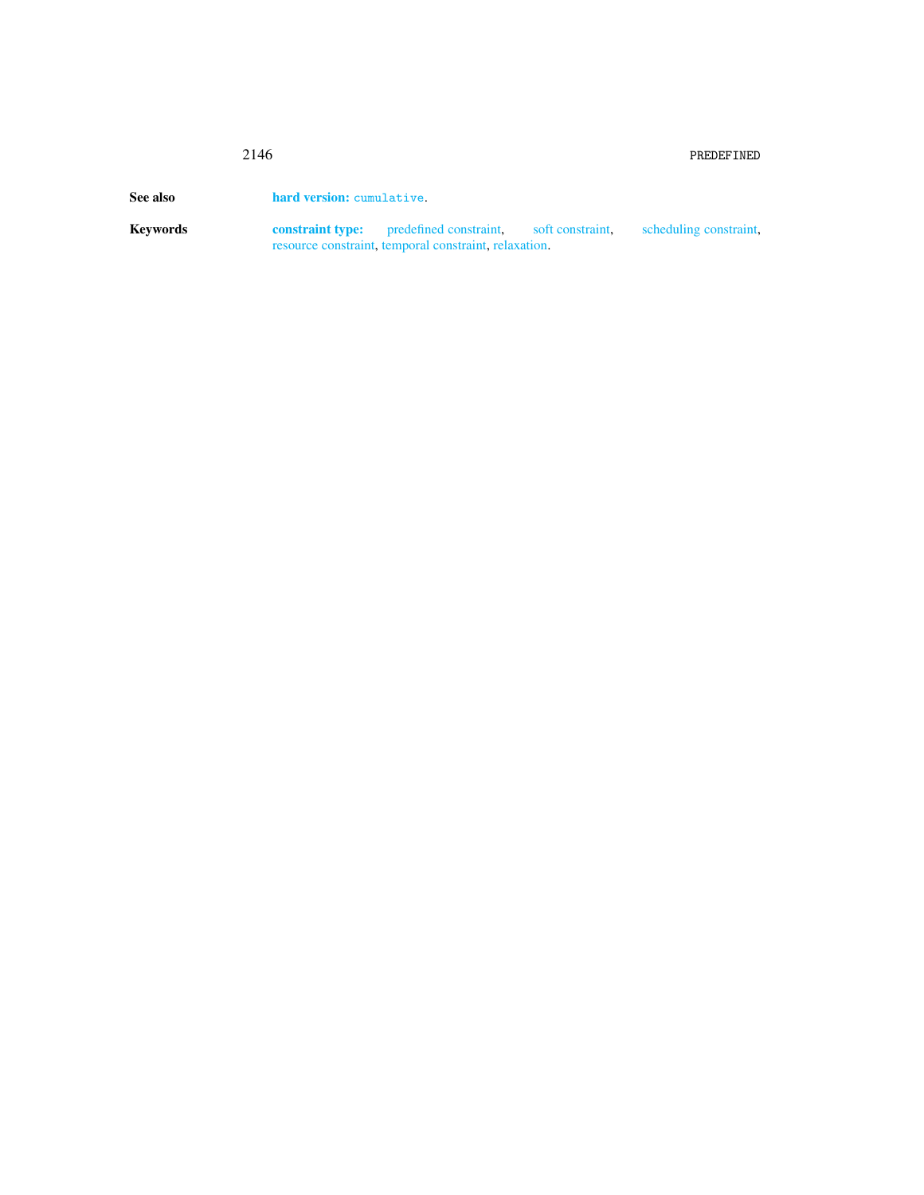**See also** **hard version:** `cumulative`.

**Keywords** **constraint type:** predefined constraint, soft constraint, scheduling constraint, resource constraint, temporal constraint, relaxation.